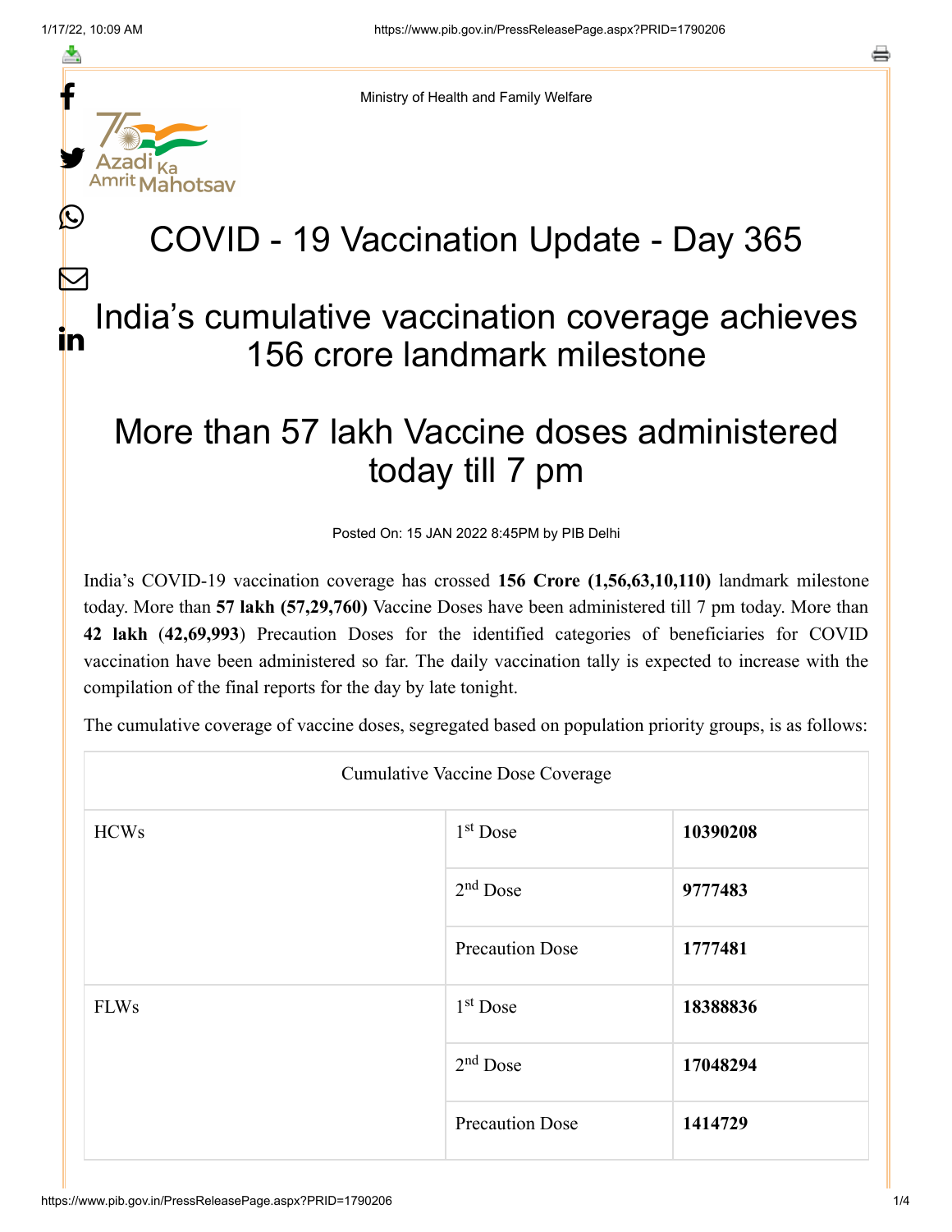Ministry of Health and Family Welfare

# COVID - 19 Vaccination Update - Day 365

## India's cumulative vaccination coverage achieves 156 crore landmark milestone

## More than 57 lakh Vaccine doses administered today till 7 pm

Posted On: 15 JAN 2022 8:45PM by PIB Delhi

India's COVID-19 vaccination coverage has crossed **156 Crore (1,56,63,10,110)** landmark milestone today. More than **57 lakh (57,29,760)** Vaccine Doses have been administered till 7 pm today. More than **42 lakh (42,69,993**) Precaution Doses for the identified categories of beneficiaries for COVID vaccination have been administered so far. The daily vaccination tally is expected to increase with the compilation of the final reports for the day by late tonight.

The cumulative coverage of vaccine doses, segregated based on population priority groups, is as follows:

| Cumulative Vaccine Dose Coverage | | |
|---|---|---|
| HCWs | 1st Dose | **10390208** |
| | 2nd Dose | **9777483** |
| | Precaution Dose | **1777481** |
| FLWs | 1st Dose | **18388836** |
| | 2nd Dose | **17048294** |
| | Precaution Dose | **1414729** |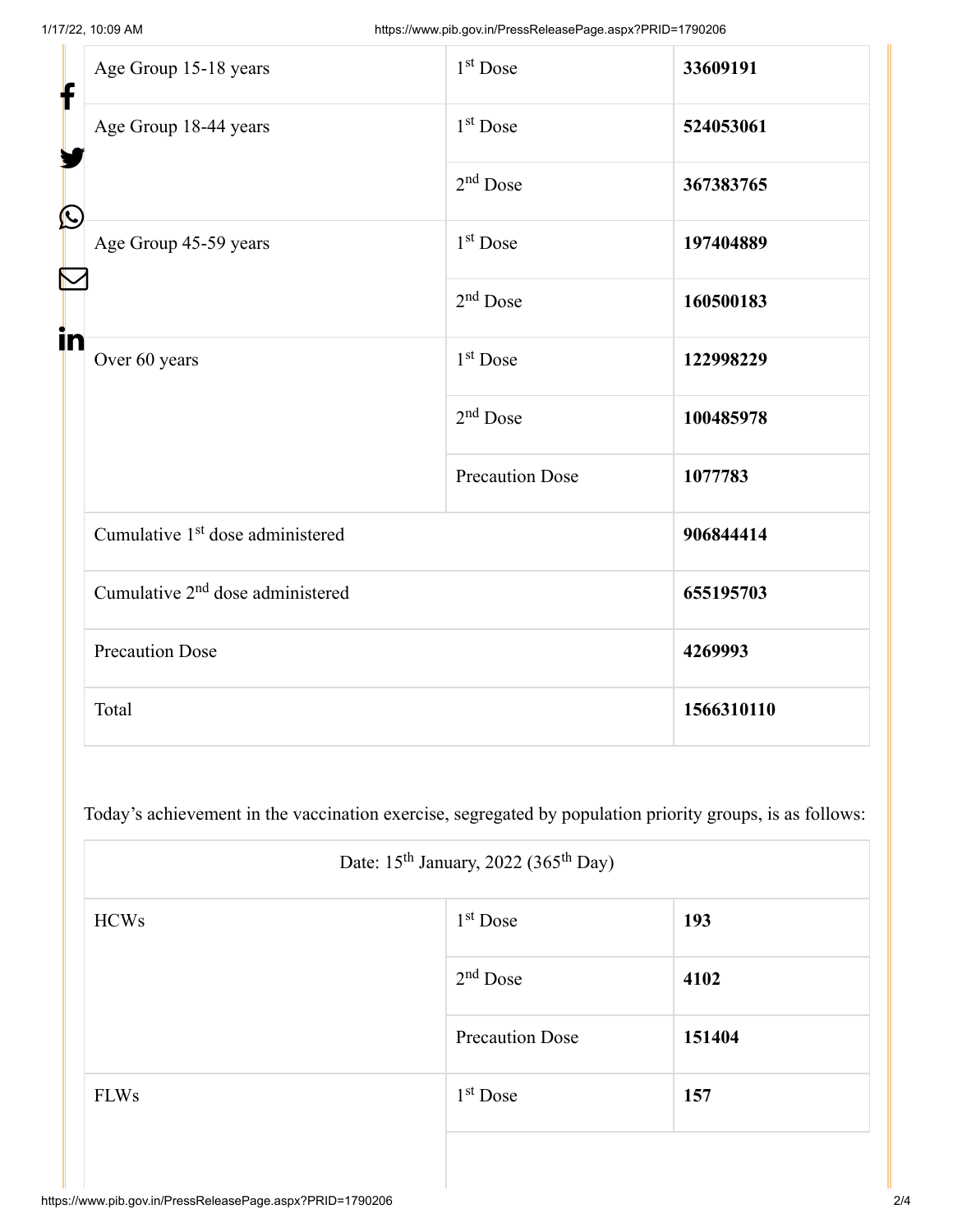| Age Group 15-18 years | 1st Dose | **33609191** |
|---|---|---|
| Age Group 18-44 years | 1st Dose | **524053061** |
| | 2nd Dose | **367383765** |
| Age Group 45-59 years | 1st Dose | **197404889** |
| | 2nd Dose | **160500183** |
| Over 60 years | 1st Dose | **122998229** |
| | 2nd Dose | **100485978** |
| | Precaution Dose | **1077783** |
| Cumulative 1st dose administered | | **906844414** |
| Cumulative 2nd dose administered | | **655195703** |
| Precaution Dose | | **4269993** |
| Total | | **1566310110** |

Today's achievement in the vaccination exercise, segregated by population priority groups, is as follows:

| Date: 15th January, 2022 (365th Day) | | |
|---|---|---|
| HCWs | 1st Dose | **193** |
| | 2nd Dose | **4102** |
| | Precaution Dose | **151404** |
| FLWs | 1st Dose | **157** |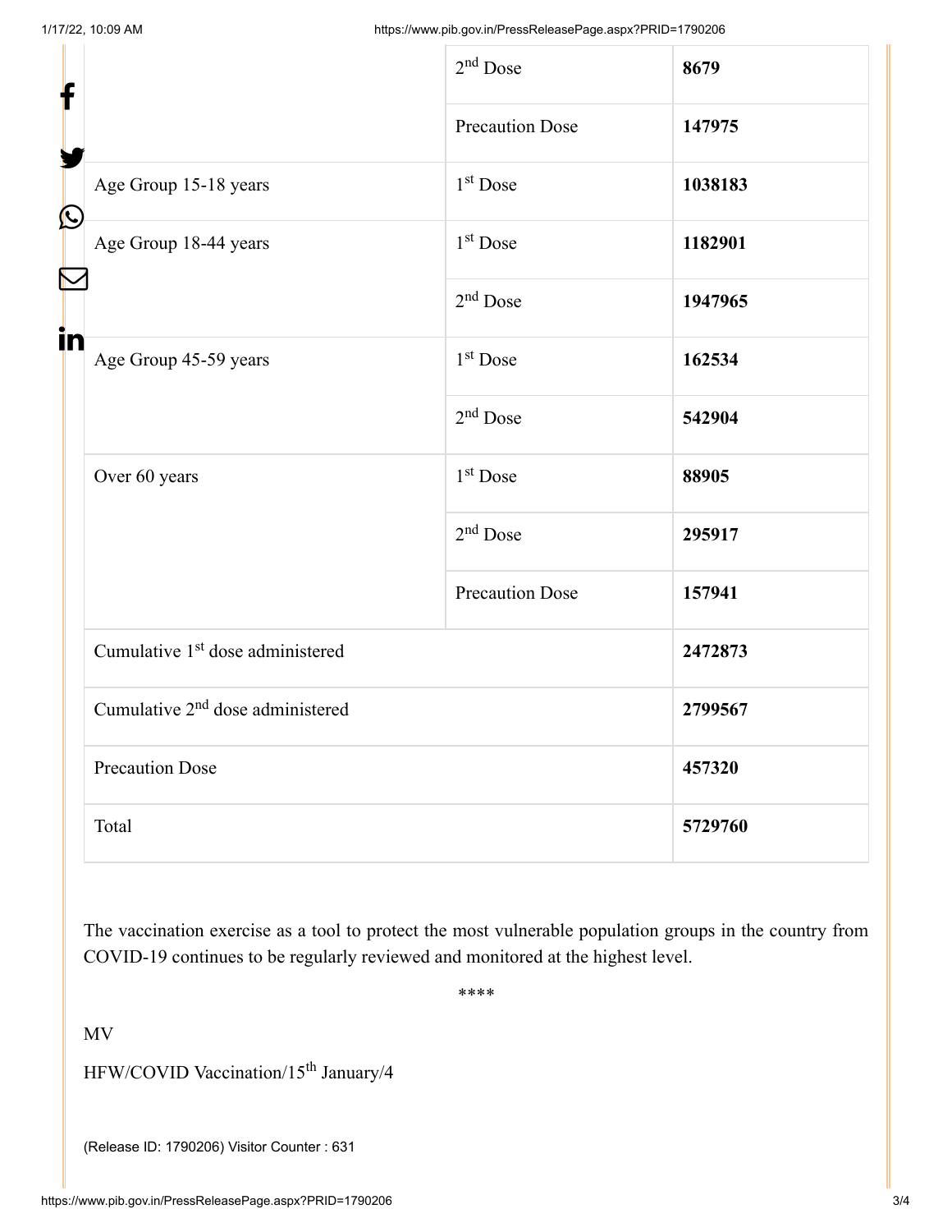| | | |
|---|---|---|
| | 2nd Dose | **8679** |
| | Precaution Dose | **147975** |
| Age Group 15-18 years | 1st Dose | **1038183** |
| Age Group 18-44 years | 1st Dose | **1182901** |
| | 2nd Dose | **1947965** |
| Age Group 45-59 years | 1st Dose | **162534** |
| | 2nd Dose | **542904** |
| Over 60 years | 1st Dose | **88905** |
| | 2nd Dose | **295917** |
| | Precaution Dose | **157941** |
| Cumulative 1st dose administered | | **2472873** |
| Cumulative 2nd dose administered | | **2799567** |
| Precaution Dose | | **457320** |
| Total | | **5729760** |

The vaccination exercise as a tool to protect the most vulnerable population groups in the country from COVID-19 continues to be regularly reviewed and monitored at the highest level.

****

MV

HFW/COVID Vaccination/15th January/4

(Release ID: 1790206) Visitor Counter : 631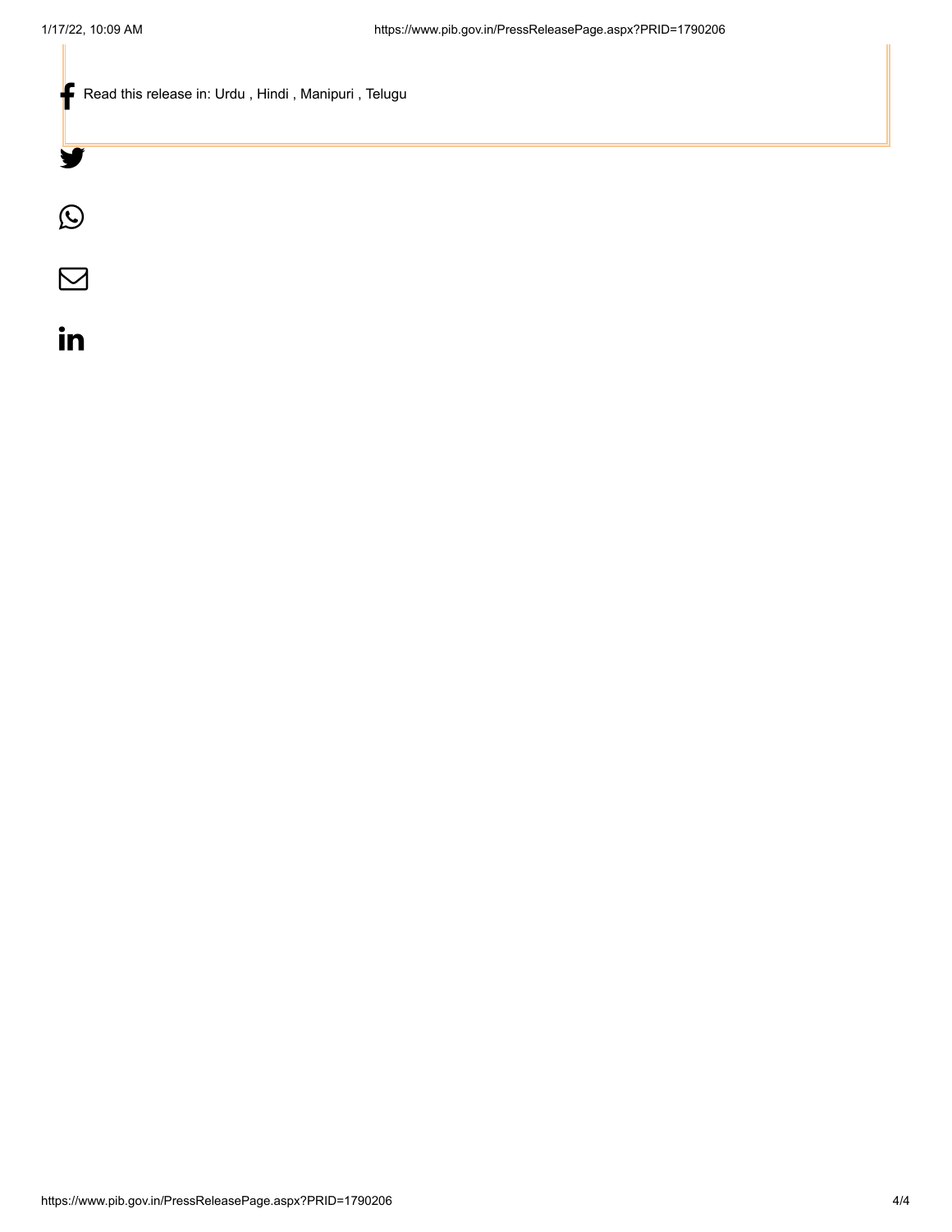Read this release in: Urdu , Hindi , Manipuri , Telugu